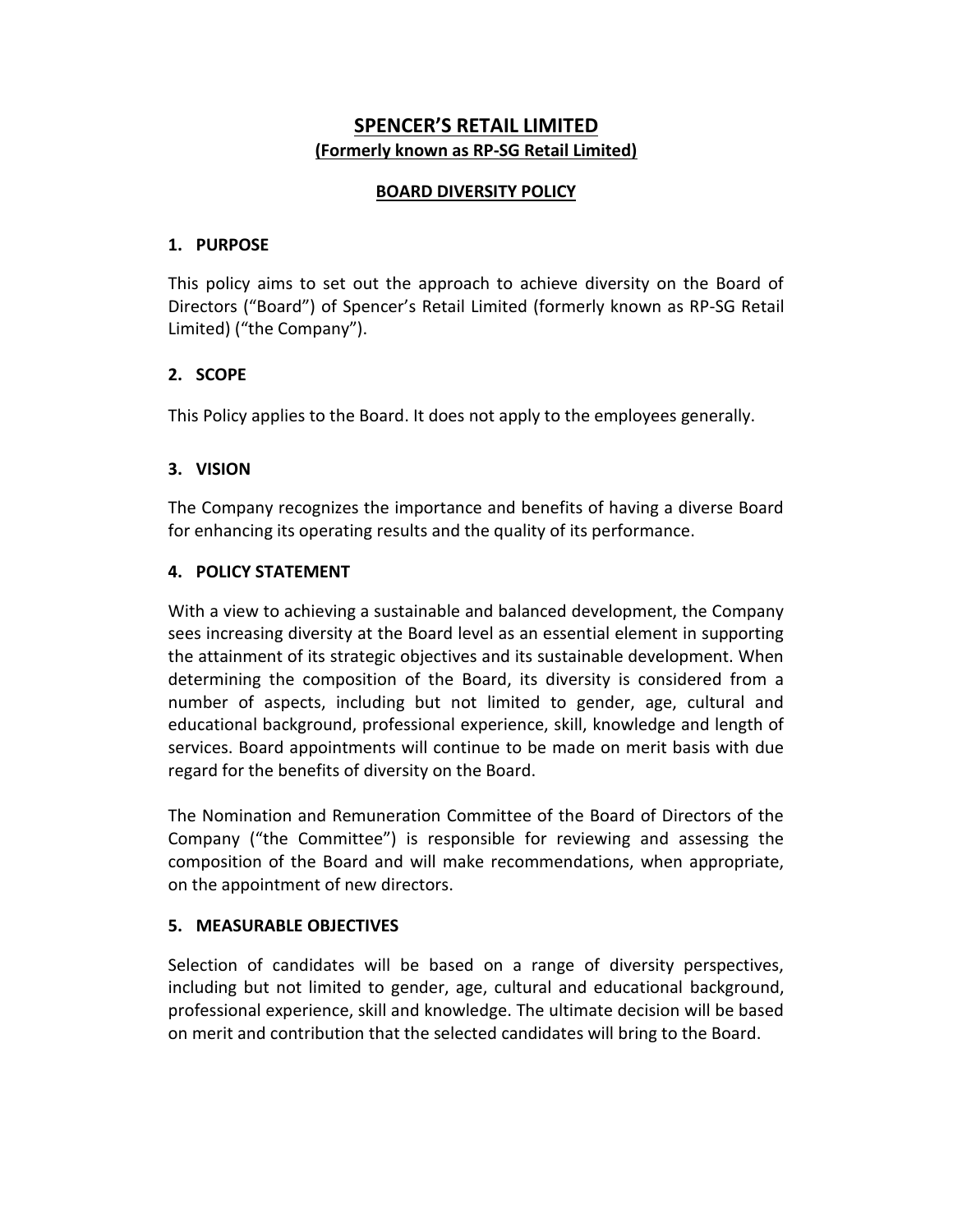# SPENCER'S RETAIL LIMITED

**(Formerly known as RP-SG Retail Limited)**

## BOARD DIVERSITY POLICY

### 1. PURPOSE

This policy aims to set out the approach to achieve diversity on the Board of Directors ("Board") of Spencer's Retail Limited (formerly known as RP-SG Retail Limited) ("the Company").

### 2. SCOPE

This Policy applies to the Board. It does not apply to the employees generally.

### 3. VISION

The Company recognizes the importance and benefits of having a diverse Board for enhancing its operating results and the quality of its performance.

### 4. POLICY STATEMENT

With a view to achieving a sustainable and balanced development, the Company sees increasing diversity at the Board level as an essential element in supporting the attainment of its strategic objectives and its sustainable development. When determining the composition of the Board, its diversity is considered from a number of aspects, including but not limited to gender, age, cultural and educational background, professional experience, skill, knowledge and length of services. Board appointments will continue to be made on merit basis with due regard for the benefits of diversity on the Board.

The Nomination and Remuneration Committee of the Board of Directors of the Company ("the Committee") is responsible for reviewing and assessing the composition of the Board and will make recommendations, when appropriate, on the appointment of new directors.

### 5. MEASURABLE OBJECTIVES

Selection of candidates will be based on a range of diversity perspectives, including but not limited to gender, age, cultural and educational background, professional experience, skill and knowledge. The ultimate decision will be based on merit and contribution that the selected candidates will bring to the Board.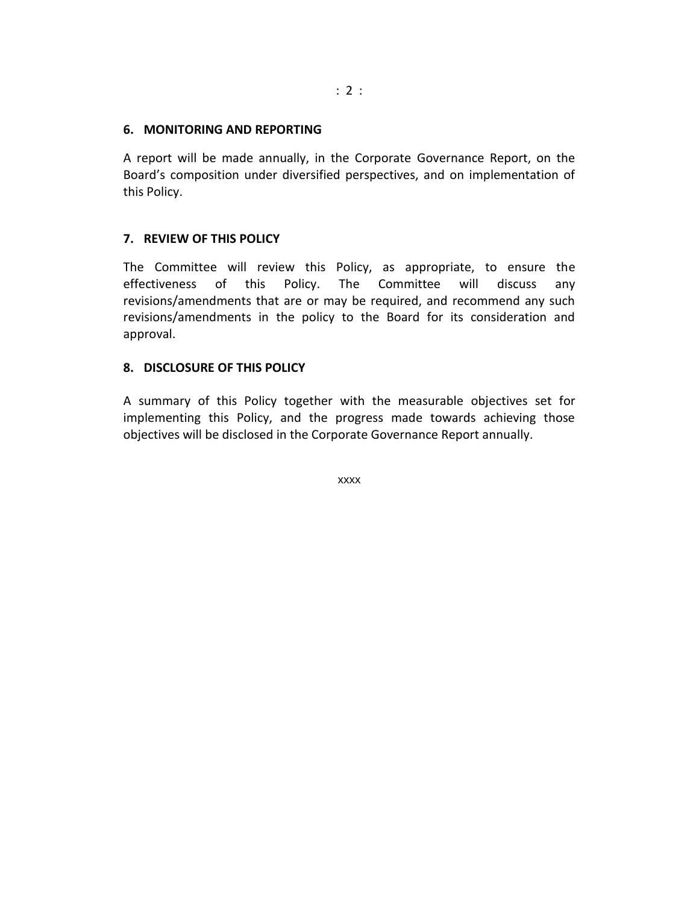## 6. MONITORING AND REPORTING

A report will be made annually, in the Corporate Governance Report, on the Board's composition under diversified perspectives, and on implementation of this Policy.

## 7. REVIEW OF THIS POLICY

The Committee will review this Policy, as appropriate, to ensure the effectiveness of this Policy. The Committee will discuss any revisions/amendments that are or may be required, and recommend any such revisions/amendments in the policy to the Board for its consideration and approval.

## 8. DISCLOSURE OF THIS POLICY

A summary of this Policy together with the measurable objectives set for implementing this Policy, and the progress made towards achieving those objectives will be disclosed in the Corporate Governance Report annually.

xxxx